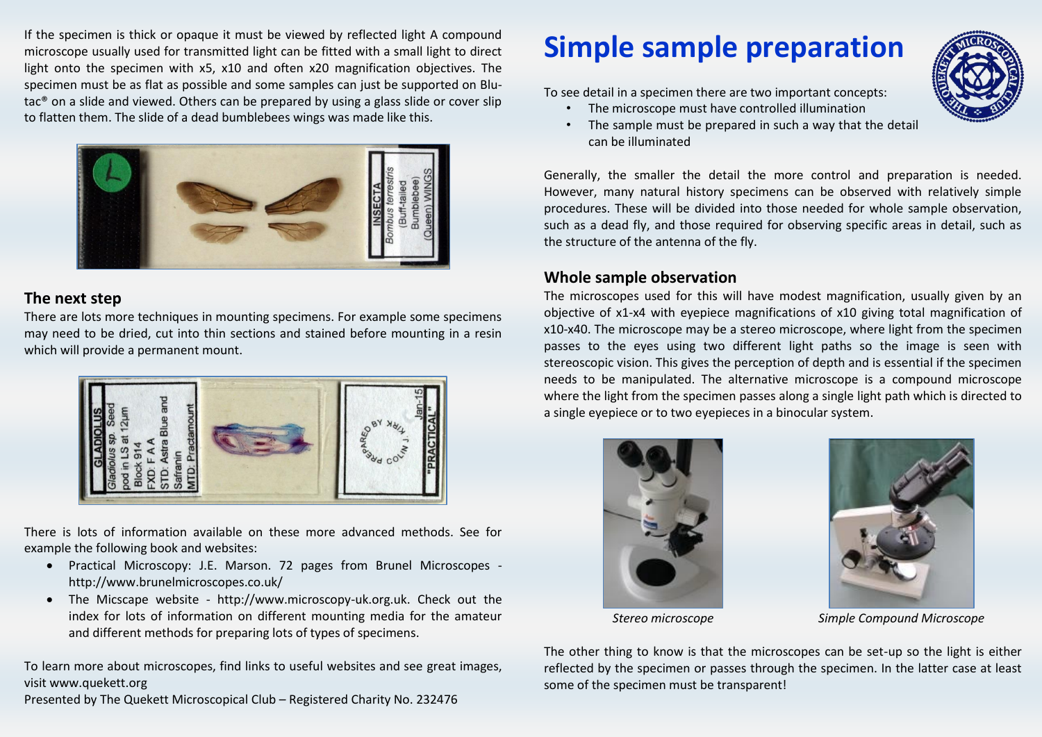# Simple sample preparation

To see detail in a specimen there are two important concepts:

- The microscope must have controlled illumination
- The sample must be prepared in such a way that the detail can be illuminated

Generally, the smaller the detail the more control and preparation is needed. However, many natural history specimens can be observed with relatively simple procedures. These will be divided into those needed for whole sample observation, such as a dead fly, and those required for observing specific areas in detail, such as the structure of the antenna of the fly.

## Whole sample observation

The microscopes used for this will have modest magnification, usually given by an objective of x1-x4 with eyepiece magnifications of x10 giving total magnification of x10-x40. The microscope may be a stereo microscope, where light from the specimen passes to the eyes using two different light paths so the image is seen with stereoscopic vision. This gives the perception of depth and is essential if the specimen needs to be manipulated. The alternative microscope is a compound microscope where the light from the specimen passes along a single light path which is directed to a single eyepiece or to two eyepieces in a binocular system.

*Stereo microscope*

*Simple Compound Microscope*

The other thing to know is that the microscopes can be set-up so the light is either reflected by the specimen or passes through the specimen. In the latter case at least some of the specimen must be transparent!

If the specimen is thick or opaque it must be viewed by reflected light A compound microscope usually used for transmitted light can be fitted with a small light to direct light onto the specimen with x5, x10 and often x20 magnification objectives. The specimen must be as flat as possible and some samples can just be supported on Blu-tac® on a slide and viewed. Others can be prepared by using a glass slide or cover slip to flatten them. The slide of a dead bumblebees wings was made like this.

## The next step

There are lots more techniques in mounting specimens. For example some specimens may need to be dried, cut into thin sections and stained before mounting in a resin which will provide a permanent mount.

There is lots of information available on these more advanced methods. See for example the following book and websites:

- Practical Microscopy: J.E. Marson. 72 pages from Brunel Microscopes - http://www.brunelmicroscopes.co.uk/
- The Micscape website - http://www.microscopy-uk.org.uk. Check out the index for lots of information on different mounting media for the amateur and different methods for preparing lots of types of specimens.

To learn more about microscopes, find links to useful websites and see great images, visit www.quekett.org

Presented by The Quekett Microscopical Club – Registered Charity No. 232476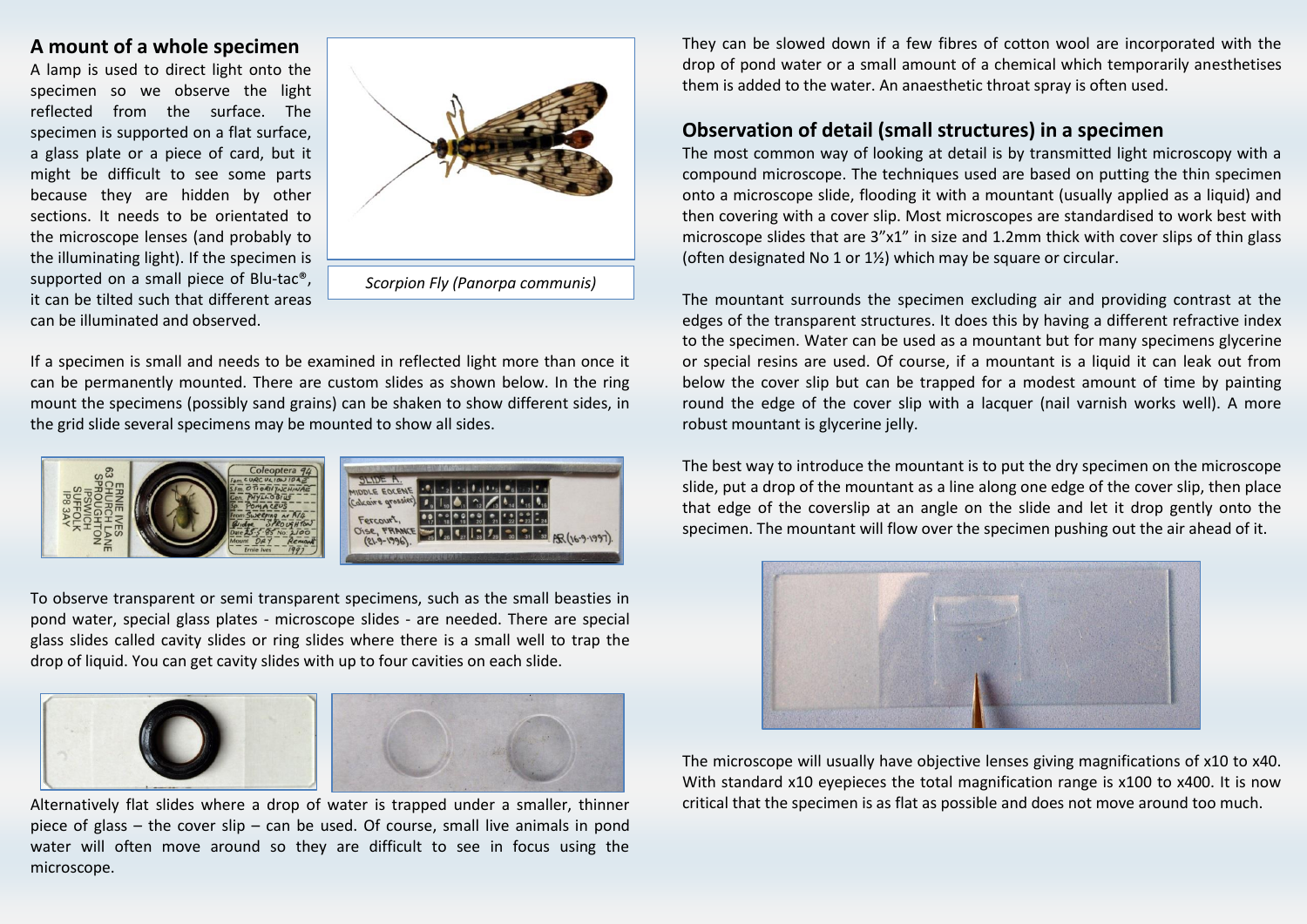## A mount of a whole specimen

A lamp is used to direct light onto the specimen so we observe the light reflected from the surface. The specimen is supported on a flat surface, a glass plate or a piece of card, but it might be difficult to see some parts because they are hidden by other sections. It needs to be orientated to the microscope lenses (and probably to the illuminating light). If the specimen is supported on a small piece of Blu-tac®, it can be tilted such that different areas can be illuminated and observed.

*Scorpion Fly (Panorpa communis)*

If a specimen is small and needs to be examined in reflected light more than once it can be permanently mounted. There are custom slides as shown below. In the ring mount the specimens (possibly sand grains) can be shaken to show different sides, in the grid slide several specimens may be mounted to show all sides.

To observe transparent or semi transparent specimens, such as the small beasties in pond water, special glass plates - microscope slides - are needed. There are special glass slides called cavity slides or ring slides where there is a small well to trap the drop of liquid. You can get cavity slides with up to four cavities on each slide.

Alternatively flat slides where a drop of water is trapped under a smaller, thinner piece of glass – the cover slip – can be used. Of course, small live animals in pond water will often move around so they are difficult to see in focus using the microscope.

They can be slowed down if a few fibres of cotton wool are incorporated with the drop of pond water or a small amount of a chemical which temporarily anesthetises them is added to the water. An anaesthetic throat spray is often used.

## Observation of detail (small structures) in a specimen

The most common way of looking at detail is by transmitted light microscopy with a compound microscope. The techniques used are based on putting the thin specimen onto a microscope slide, flooding it with a mountant (usually applied as a liquid) and then covering with a cover slip. Most microscopes are standardised to work best with microscope slides that are 3"x1" in size and 1.2mm thick with cover slips of thin glass (often designated No 1 or 1½) which may be square or circular.

The mountant surrounds the specimen excluding air and providing contrast at the edges of the transparent structures. It does this by having a different refractive index to the specimen. Water can be used as a mountant but for many specimens glycerine or special resins are used. Of course, if a mountant is a liquid it can leak out from below the cover slip but can be trapped for a modest amount of time by painting round the edge of the cover slip with a lacquer (nail varnish works well). A more robust mountant is glycerine jelly.

The best way to introduce the mountant is to put the dry specimen on the microscope slide, put a drop of the mountant as a line along one edge of the cover slip, then place that edge of the coverslip at an angle on the slide and let it drop gently onto the specimen. The mountant will flow over the specimen pushing out the air ahead of it.

The microscope will usually have objective lenses giving magnifications of x10 to x40. With standard x10 eyepieces the total magnification range is x100 to x400. It is now critical that the specimen is as flat as possible and does not move around too much.